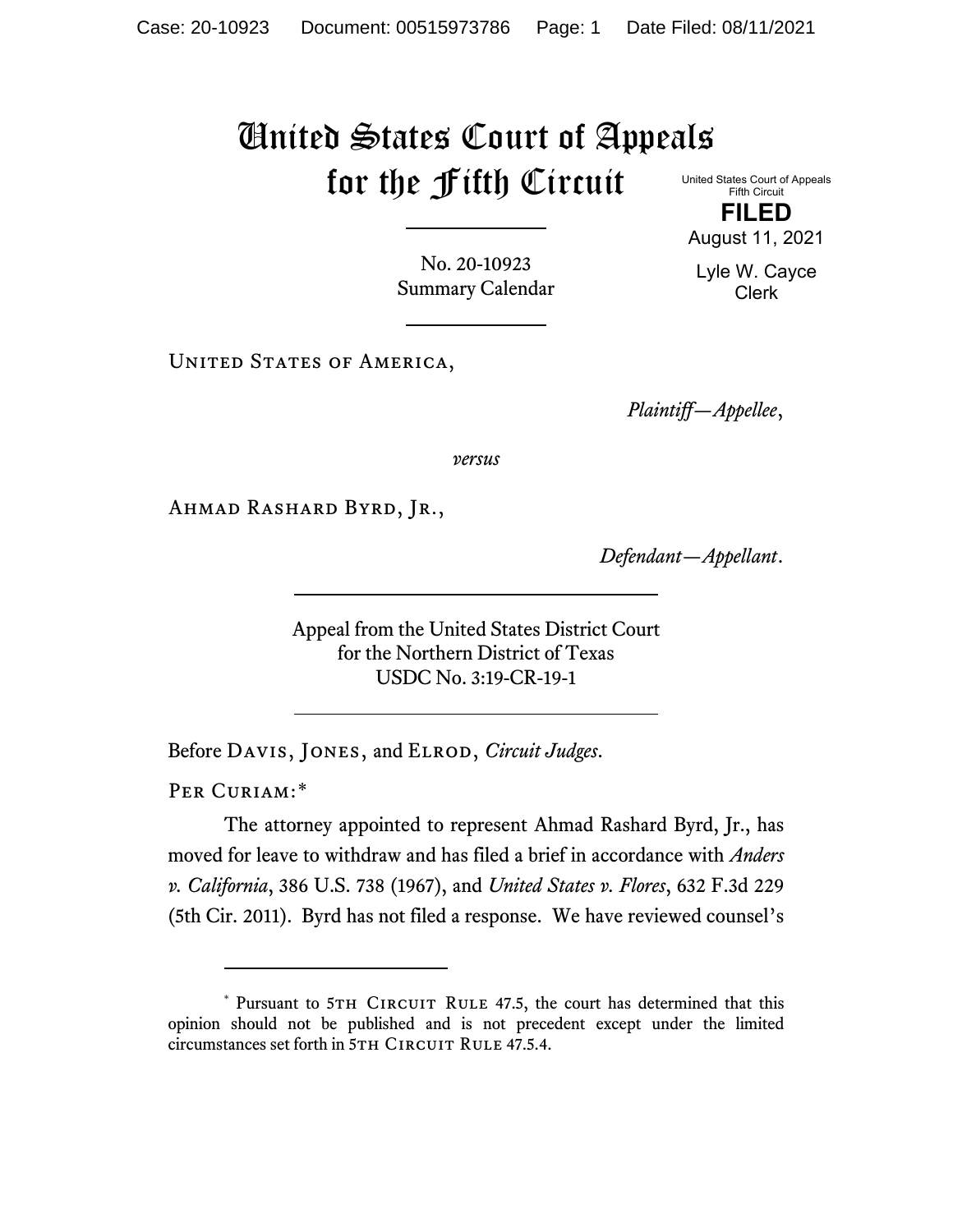# United States Court of Appeals for the Fifth Circuit

United States Court of Appeals
Fifth Circuit

**FILED**

August 11, 2021

Lyle W. Cayce
Clerk

No. 20-10923
Summary Calendar

UNITED STATES OF AMERICA,

*Plaintiff—Appellee*,

*versus*

AHMAD RASHARD BYRD, JR.,

*Defendant—Appellant*.

Appeal from the United States District Court
for the Northern District of Texas
USDC No. 3:19-CR-19-1

Before DAVIS, JONES, and ELROD, *Circuit Judges*.

PER CURIAM:*

The attorney appointed to represent Ahmad Rashard Byrd, Jr., has moved for leave to withdraw and has filed a brief in accordance with *Anders v. California*, 386 U.S. 738 (1967), and *United States v. Flores*, 632 F.3d 229 (5th Cir. 2011). Byrd has not filed a response. We have reviewed counsel's

---

* Pursuant to 5TH CIRCUIT RULE 47.5, the court has determined that this opinion should not be published and is not precedent except under the limited circumstances set forth in 5TH CIRCUIT RULE 47.5.4.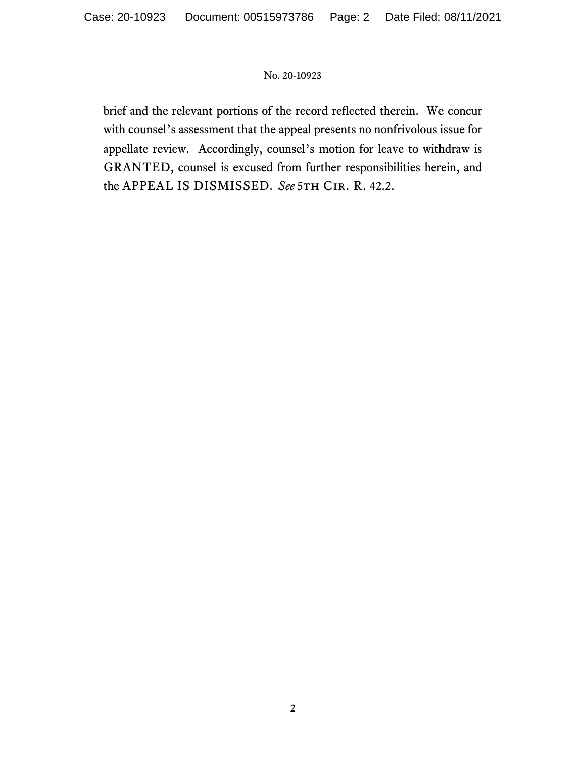brief and the relevant portions of the record reflected therein. We concur with counsel's assessment that the appeal presents no nonfrivolous issue for appellate review. Accordingly, counsel's motion for leave to withdraw is GRANTED, counsel is excused from further responsibilities herein, and the APPEAL IS DISMISSED. *See* 5TH CIR. R. 42.2.